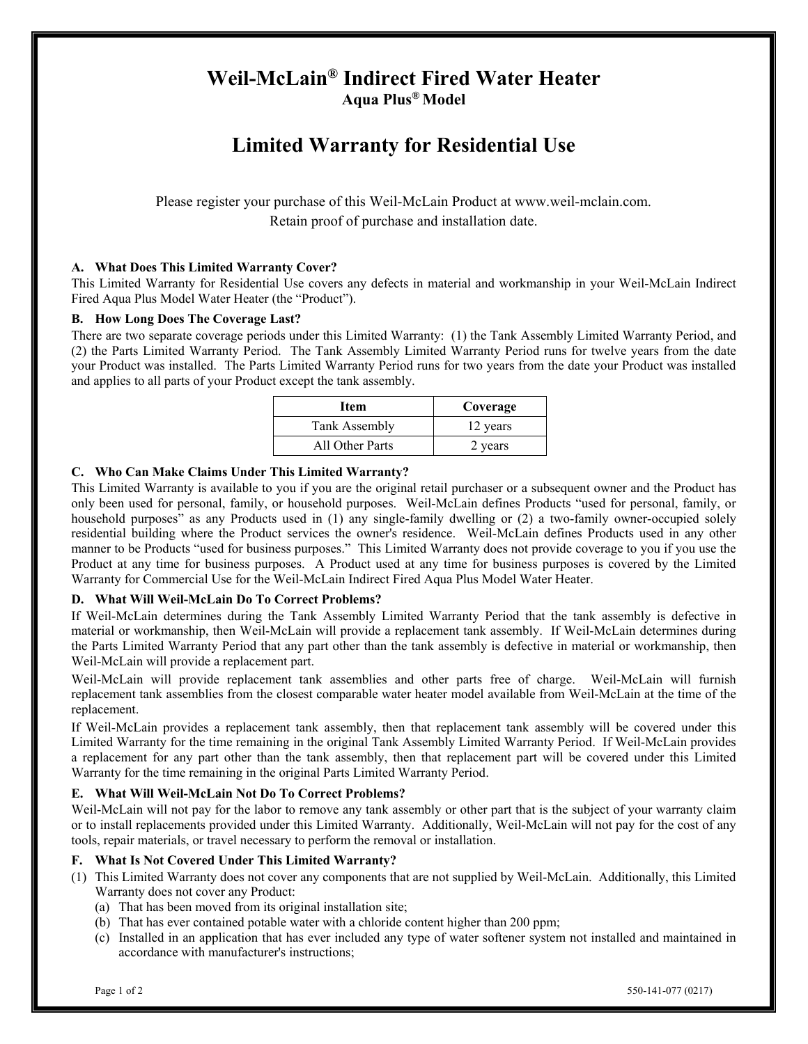# Weil-McLain® Indirect Fired Water Heater

**Aqua Plus® Model**

## Limited Warranty for Residential Use

Please register your purchase of this Weil-McLain Product at www.weil-mclain.com.
Retain proof of purchase and installation date.

### A. What Does This Limited Warranty Cover?

This Limited Warranty for Residential Use covers any defects in material and workmanship in your Weil-McLain Indirect Fired Aqua Plus Model Water Heater (the "Product").

### B. How Long Does The Coverage Last?

There are two separate coverage periods under this Limited Warranty: (1) the Tank Assembly Limited Warranty Period, and (2) the Parts Limited Warranty Period. The Tank Assembly Limited Warranty Period runs for twelve years from the date your Product was installed. The Parts Limited Warranty Period runs for two years from the date your Product was installed and applies to all parts of your Product except the tank assembly.

| Item | Coverage |
|---|---|
| Tank Assembly | 12 years |
| All Other Parts | 2 years |

### C. Who Can Make Claims Under This Limited Warranty?

This Limited Warranty is available to you if you are the original retail purchaser or a subsequent owner and the Product has only been used for personal, family, or household purposes. Weil-McLain defines Products "used for personal, family, or household purposes" as any Products used in (1) any single-family dwelling or (2) a two-family owner-occupied solely residential building where the Product services the owner's residence. Weil-McLain defines Products used in any other manner to be Products "used for business purposes." This Limited Warranty does not provide coverage to you if you use the Product at any time for business purposes. A Product used at any time for business purposes is covered by the Limited Warranty for Commercial Use for the Weil-McLain Indirect Fired Aqua Plus Model Water Heater.

### D. What Will Weil-McLain Do To Correct Problems?

If Weil-McLain determines during the Tank Assembly Limited Warranty Period that the tank assembly is defective in material or workmanship, then Weil-McLain will provide a replacement tank assembly. If Weil-McLain determines during the Parts Limited Warranty Period that any part other than the tank assembly is defective in material or workmanship, then Weil-McLain will provide a replacement part.

Weil-McLain will provide replacement tank assemblies and other parts free of charge. Weil-McLain will furnish replacement tank assemblies from the closest comparable water heater model available from Weil-McLain at the time of the replacement.

If Weil-McLain provides a replacement tank assembly, then that replacement tank assembly will be covered under this Limited Warranty for the time remaining in the original Tank Assembly Limited Warranty Period. If Weil-McLain provides a replacement for any part other than the tank assembly, then that replacement part will be covered under this Limited Warranty for the time remaining in the original Parts Limited Warranty Period.

### E. What Will Weil-McLain Not Do To Correct Problems?

Weil-McLain will not pay for the labor to remove any tank assembly or other part that is the subject of your warranty claim or to install replacements provided under this Limited Warranty. Additionally, Weil-McLain will not pay for the cost of any tools, repair materials, or travel necessary to perform the removal or installation.

### F. What Is Not Covered Under This Limited Warranty?

(1) This Limited Warranty does not cover any components that are not supplied by Weil-McLain. Additionally, this Limited Warranty does not cover any Product:

- (a) That has been moved from its original installation site;
- (b) That has ever contained potable water with a chloride content higher than 200 ppm;
- (c) Installed in an application that has ever included any type of water softener system not installed and maintained in accordance with manufacturer's instructions;

550-141-077 (0217)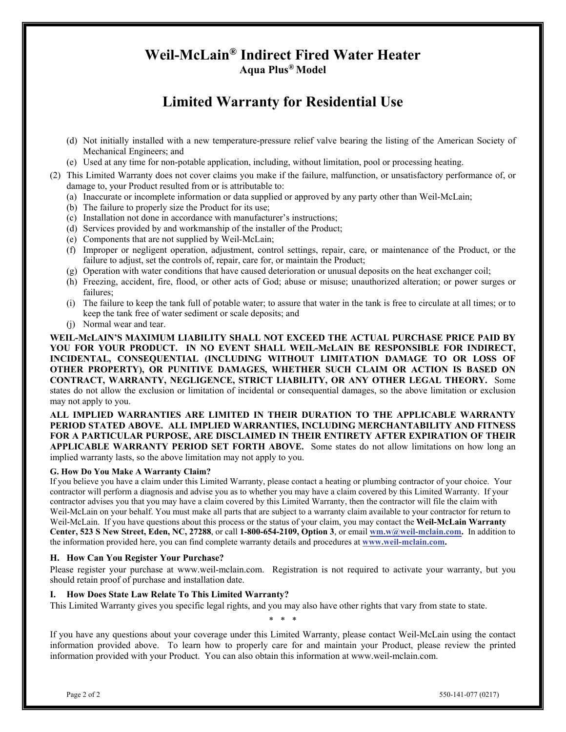# Weil-McLain® Indirect Fired Water Heater

**Aqua Plus® Model**

## Limited Warranty for Residential Use

   (d) Not initially installed with a new temperature-pressure relief valve bearing the listing of the American Society of Mechanical Engineers; and
   (e) Used at any time for non-potable application, including, without limitation, pool or processing heating.

(2) This Limited Warranty does not cover claims you make if the failure, malfunction, or unsatisfactory performance of, or damage to, your Product resulted from or is attributable to:
   (a) Inaccurate or incomplete information or data supplied or approved by any party other than Weil-McLain;
   (b) The failure to properly size the Product for its use;
   (c) Installation not done in accordance with manufacturer's instructions;
   (d) Services provided by and workmanship of the installer of the Product;
   (e) Components that are not supplied by Weil-McLain;
   (f) Improper or negligent operation, adjustment, control settings, repair, care, or maintenance of the Product, or the failure to adjust, set the controls of, repair, care for, or maintain the Product;
   (g) Operation with water conditions that have caused deterioration or unusual deposits on the heat exchanger coil;
   (h) Freezing, accident, fire, flood, or other acts of God; abuse or misuse; unauthorized alteration; or power surges or failures;
   (i) The failure to keep the tank full of potable water; to assure that water in the tank is free to circulate at all times; or to keep the tank free of water sediment or scale deposits; and
   (j) Normal wear and tear.

**WEIL-McLAIN'S MAXIMUM LIABILITY SHALL NOT EXCEED THE ACTUAL PURCHASE PRICE PAID BY YOU FOR YOUR PRODUCT. IN NO EVENT SHALL WEIL-McLAIN BE RESPONSIBLE FOR INDIRECT, INCIDENTAL, CONSEQUENTIAL (INCLUDING WITHOUT LIMITATION DAMAGE TO OR LOSS OF OTHER PROPERTY), OR PUNITIVE DAMAGES, WHETHER SUCH CLAIM OR ACTION IS BASED ON CONTRACT, WARRANTY, NEGLIGENCE, STRICT LIABILITY, OR ANY OTHER LEGAL THEORY.** Some states do not allow the exclusion or limitation of incidental or consequential damages, so the above limitation or exclusion may not apply to you.

**ALL IMPLIED WARRANTIES ARE LIMITED IN THEIR DURATION TO THE APPLICABLE WARRANTY PERIOD STATED ABOVE. ALL IMPLIED WARRANTIES, INCLUDING MERCHANTABILITY AND FITNESS FOR A PARTICULAR PURPOSE, ARE DISCLAIMED IN THEIR ENTIRETY AFTER EXPIRATION OF THEIR APPLICABLE WARRANTY PERIOD SET FORTH ABOVE.** Some states do not allow limitations on how long an implied warranty lasts, so the above limitation may not apply to you.

### G. How Do You Make A Warranty Claim?

If you believe you have a claim under this Limited Warranty, please contact a heating or plumbing contractor of your choice. Your contractor will perform a diagnosis and advise you as to whether you may have a claim covered by this Limited Warranty. If your contractor advises you that you may have a claim covered by this Limited Warranty, then the contractor will file the claim with Weil-McLain on your behalf. You must make all parts that are subject to a warranty claim available to your contractor for return to Weil-McLain. If you have questions about this process or the status of your claim, you may contact the **Weil-McLain Warranty Center, 523 S New Street, Eden, NC, 27288**, or call **1-800-654-2109, Option 3**, or email **wm.w@weil-mclain.com.** In addition to the information provided here, you can find complete warranty details and procedures at **www.weil-mclain.com.**

### H. How Can You Register Your Purchase?

Please register your purchase at www.weil-mclain.com. Registration is not required to activate your warranty, but you should retain proof of purchase and installation date.

### I. How Does State Law Relate To This Limited Warranty?

This Limited Warranty gives you specific legal rights, and you may also have other rights that vary from state to state.

\* \* \*

If you have any questions about your coverage under this Limited Warranty, please contact Weil-McLain using the contact information provided above. To learn how to properly care for and maintain your Product, please review the printed information provided with your Product. You can also obtain this information at www.weil-mclain.com.

550-141-077 (0217)